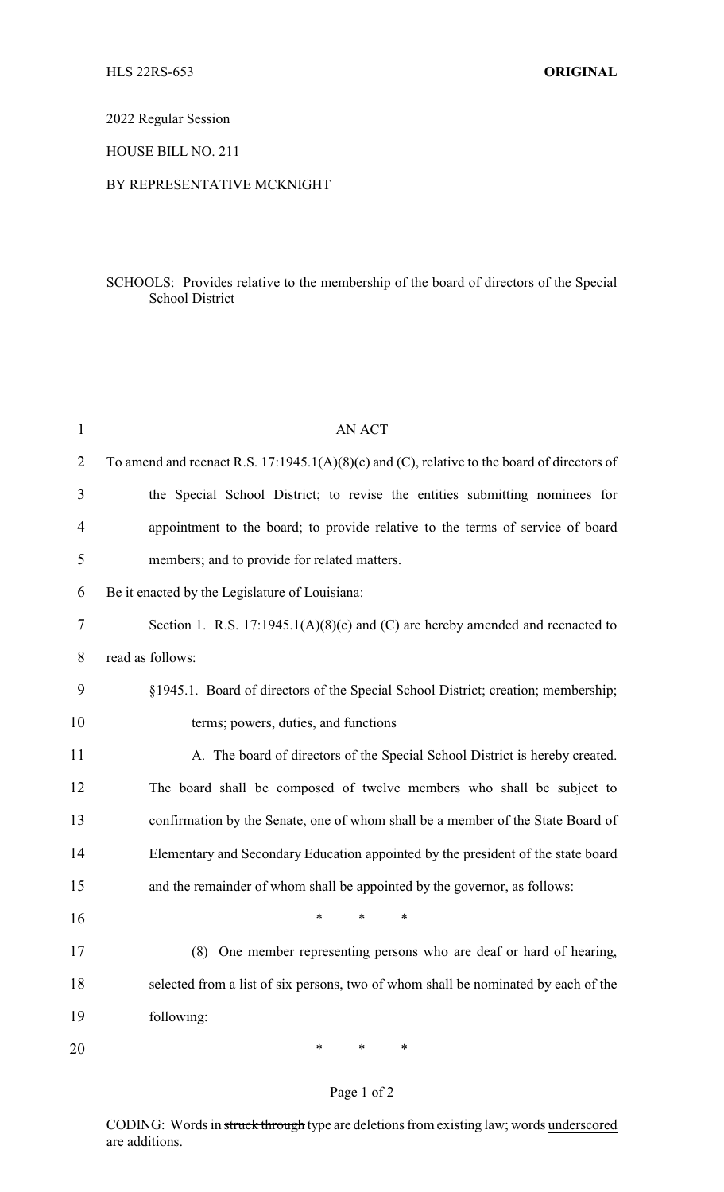HLS 22RS-653 **ORIGINAL**

2022 Regular Session

HOUSE BILL NO. 211

BY REPRESENTATIVE MCKNIGHT

SCHOOLS: Provides relative to the membership of the board of directors of the Special School District

AN ACT

To amend and reenact R.S. 17:1945.1(A)(8)(c) and (C), relative to the board of directors of the Special School District; to revise the entities submitting nominees for appointment to the board; to provide relative to the terms of service of board members; and to provide for related matters.

Be it enacted by the Legislature of Louisiana:

Section 1. R.S. 17:1945.1(A)(8)(c) and (C) are hereby amended and reenacted to read as follows:

§1945.1. Board of directors of the Special School District; creation; membership; terms; powers, duties, and functions

A. The board of directors of the Special School District is hereby created. The board shall be composed of twelve members who shall be subject to confirmation by the Senate, one of whom shall be a member of the State Board of Elementary and Secondary Education appointed by the president of the state board and the remainder of whom shall be appointed by the governor, as follows:

\* \* \*

(8) One member representing persons who are deaf or hard of hearing, selected from a list of six persons, two of whom shall be nominated by each of the following:

\* \* \*

CODING: Words in ~~struck through~~ type are deletions from existing law; words underscored are additions.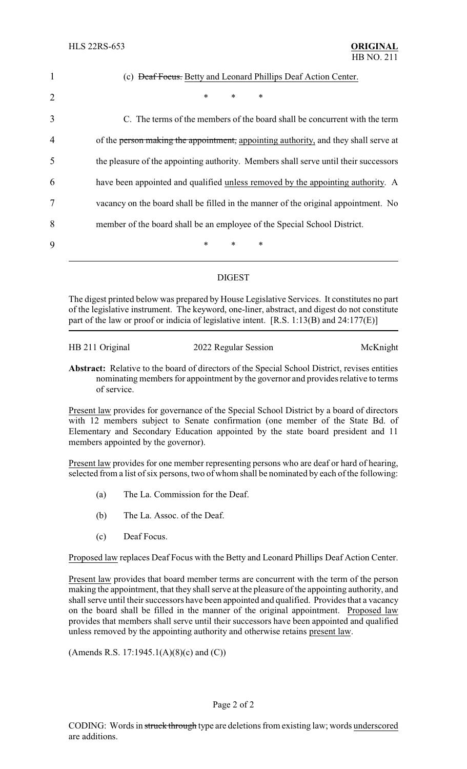(c) ~~Deaf Focus.~~ Betty and Leonard Phillips Deaf Action Center.

\* \* \*

C. The terms of the members of the board shall be concurrent with the term of the ~~person making the appointment,~~ appointing authority, and they shall serve at the pleasure of the appointing authority. Members shall serve until their successors have been appointed and qualified unless removed by the appointing authority. A vacancy on the board shall be filled in the manner of the original appointment. No member of the board shall be an employee of the Special School District.

\* \* \*

---

## DIGEST

The digest printed below was prepared by House Legislative Services. It constitutes no part of the legislative instrument. The keyword, one-liner, abstract, and digest do not constitute part of the law or proof or indicia of legislative intent. [R.S. 1:13(B) and 24:177(E)]

HB 211 Original 2022 Regular Session McKnight

**Abstract:** Relative to the board of directors of the Special School District, revises entities nominating members for appointment by the governor and provides relative to terms of service.

Present law provides for governance of the Special School District by a board of directors with 12 members subject to Senate confirmation (one member of the State Bd. of Elementary and Secondary Education appointed by the state board president and 11 members appointed by the governor).

Present law provides for one member representing persons who are deaf or hard of hearing, selected from a list of six persons, two of whom shall be nominated by each of the following:

(a) The La. Commission for the Deaf.

(b) The La. Assoc. of the Deaf.

(c) Deaf Focus.

Proposed law replaces Deaf Focus with the Betty and Leonard Phillips Deaf Action Center.

Present law provides that board member terms are concurrent with the term of the person making the appointment, that they shall serve at the pleasure of the appointing authority, and shall serve until their successors have been appointed and qualified. Provides that a vacancy on the board shall be filled in the manner of the original appointment. Proposed law provides that members shall serve until their successors have been appointed and qualified unless removed by the appointing authority and otherwise retains present law.

(Amends R.S. 17:1945.1(A)(8)(c) and (C))

CODING: Words in ~~struck through~~ type are deletions from existing law; words underscored are additions.